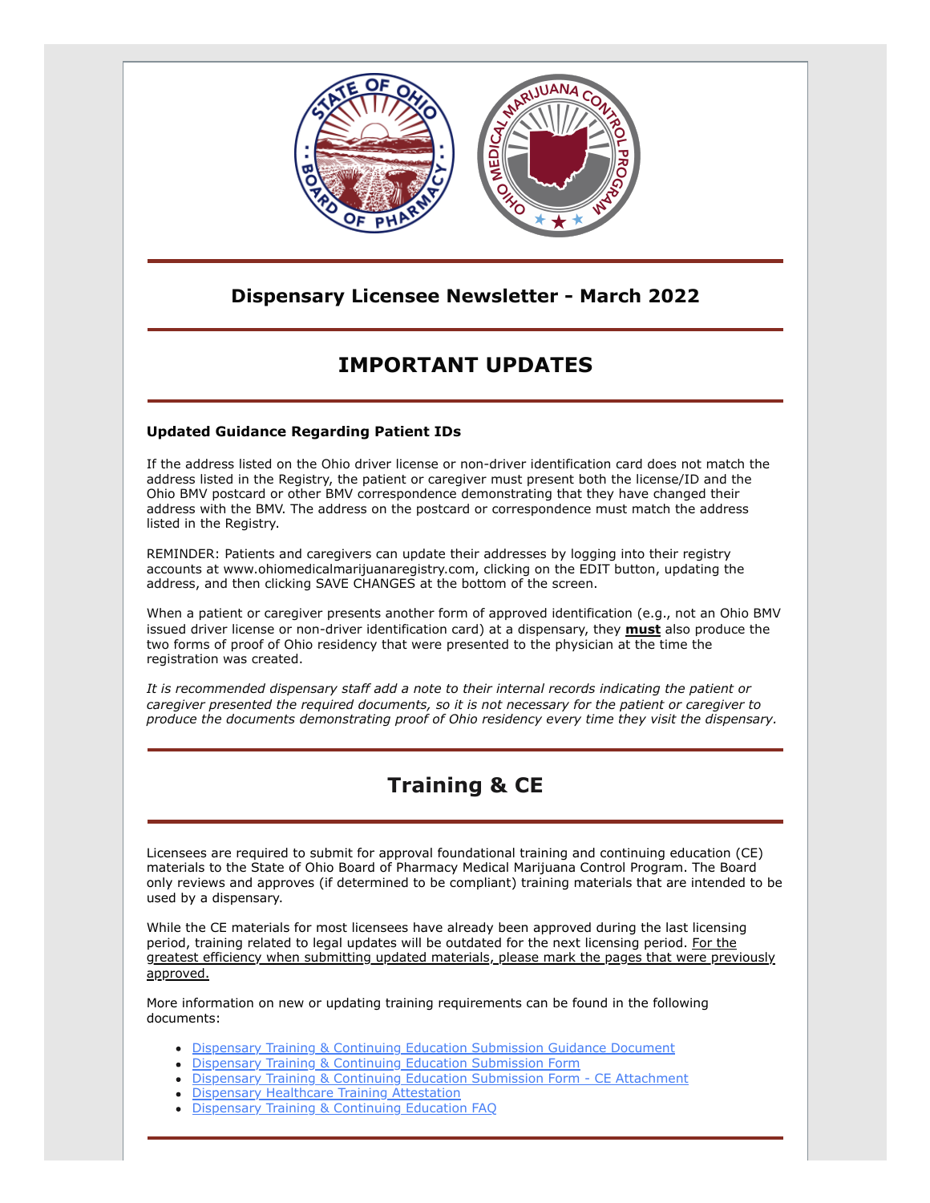## Dispensary Licensee Newsletter - March 2022

# IMPORTANT UPDATES

**Updated Guidance Regarding Patient IDs**

If the address listed on the Ohio driver license or non-driver identification card does not match the address listed in the Registry, the patient or caregiver must present both the license/ID and the Ohio BMV postcard or other BMV correspondence demonstrating that they have changed their address with the BMV. The address on the postcard or correspondence must match the address listed in the Registry.

REMINDER: Patients and caregivers can update their addresses by logging into their registry accounts at www.ohiomedicalmarijuanaregistry.com, clicking on the EDIT button, updating the address, and then clicking SAVE CHANGES at the bottom of the screen.

When a patient or caregiver presents another form of approved identification (e.g., not an Ohio BMV issued driver license or non-driver identification card) at a dispensary, they **must** also produce the two forms of proof of Ohio residency that were presented to the physician at the time the registration was created.

*It is recommended dispensary staff add a note to their internal records indicating the patient or caregiver presented the required documents, so it is not necessary for the patient or caregiver to produce the documents demonstrating proof of Ohio residency every time they visit the dispensary.*

# Training & CE

Licensees are required to submit for approval foundational training and continuing education (CE) materials to the State of Ohio Board of Pharmacy Medical Marijuana Control Program. The Board only reviews and approves (if determined to be compliant) training materials that are intended to be used by a dispensary.

While the CE materials for most licensees have already been approved during the last licensing period, training related to legal updates will be outdated for the next licensing period. For the greatest efficiency when submitting updated materials, please mark the pages that were previously approved.

More information on new or updating training requirements can be found in the following documents:

- Dispensary Training & Continuing Education Submission Guidance Document
- Dispensary Training & Continuing Education Submission Form
- Dispensary Training & Continuing Education Submission Form - CE Attachment
- Dispensary Healthcare Training Attestation
- Dispensary Training & Continuing Education FAQ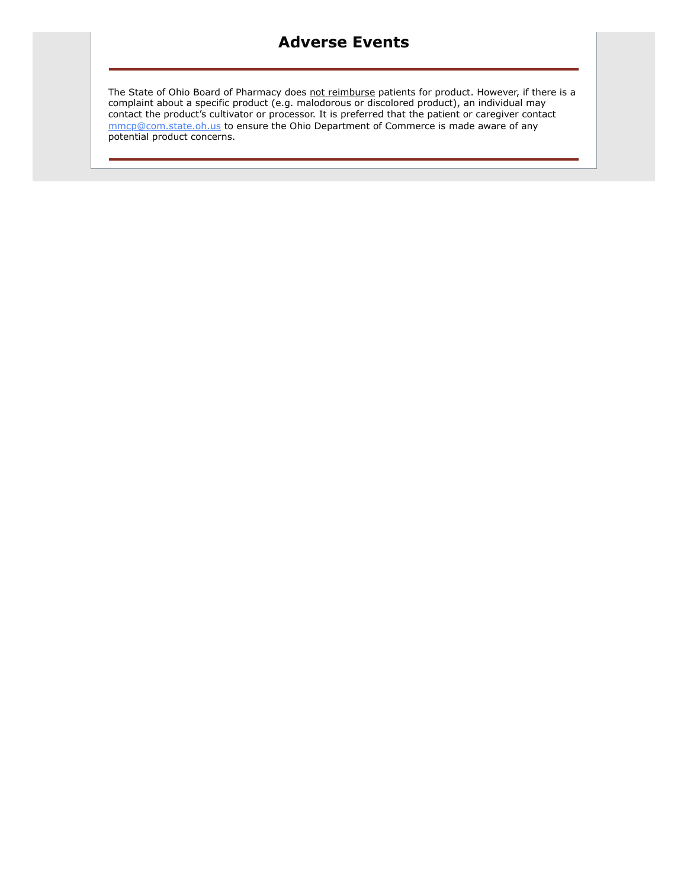# Adverse Events

The State of Ohio Board of Pharmacy does not reimburse patients for product. However, if there is a complaint about a specific product (e.g. malodorous or discolored product), an individual may contact the product's cultivator or processor. It is preferred that the patient or caregiver contact mmcp@com.state.oh.us to ensure the Ohio Department of Commerce is made aware of any potential product concerns.